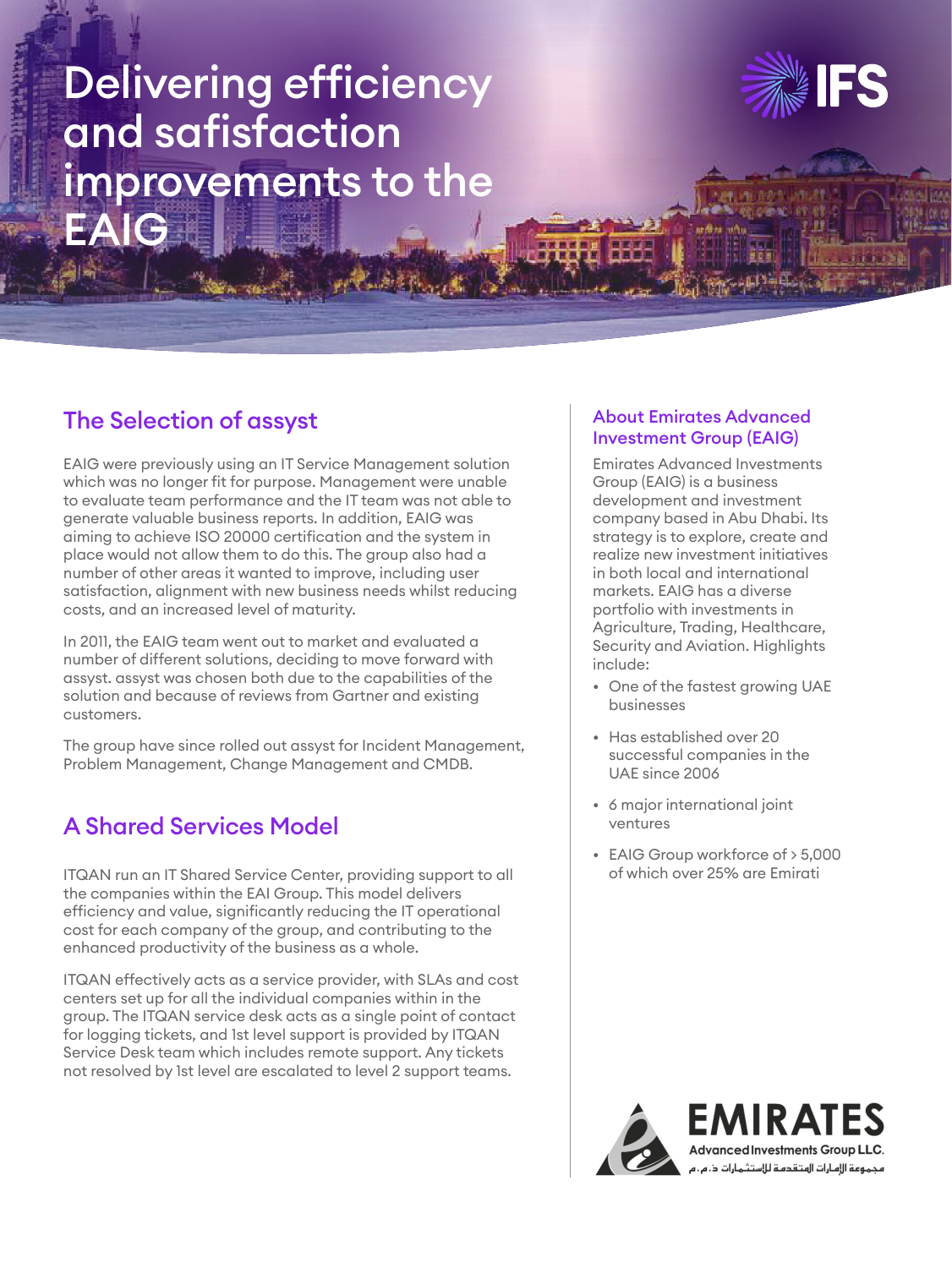# Delivering efficiency and safisfaction improvements to the EAIG

## The Selection of assyst

EAIG were previously using an IT Service Management solution which was no longer fit for purpose. Management were unable to evaluate team performance and the IT team was not able to generate valuable business reports. In addition, EAIG was aiming to achieve ISO 20000 certification and the system in place would not allow them to do this. The group also had a number of other areas it wanted to improve, including user satisfaction, alignment with new business needs whilst reducing costs, and an increased level of maturity.

In 2011, the EAIG team went out to market and evaluated a number of different solutions, deciding to move forward with assyst. assyst was chosen both due to the capabilities of the solution and because of reviews from Gartner and existing customers.

The group have since rolled out assyst for Incident Management, Problem Management, Change Management and CMDB.

## A Shared Services Model

ITQAN run an IT Shared Service Center, providing support to all the companies within the EAI Group. This model delivers efficiency and value, significantly reducing the IT operational cost for each company of the group, and contributing to the enhanced productivity of the business as a whole.

ITQAN effectively acts as a service provider, with SLAs and cost centers set up for all the individual companies within in the group. The ITQAN service desk acts as a single point of contact for logging tickets, and 1st level support is provided by ITQAN Service Desk team which includes remote support. Any tickets not resolved by 1st level are escalated to level 2 support teams.

### About Emirates Advanced Investment Group (EAIG)

Emirates Advanced Investments Group (EAIG) is a business development and investment company based in Abu Dhabi. Its strategy is to explore, create and realize new investment initiatives in both local and international markets. EAIG has a diverse portfolio with investments in Agriculture, Trading, Healthcare, Security and Aviation. Highlights include:

- One of the fastest growing UAE businesses
- Has established over 20 successful companies in the UAE since 2006
- 6 major international joint ventures
- EAIG Group workforce of > 5,000 of which over 25% are Emirati

EMIRATES
Advanced Investments Group LLC.
مجموعة الإمارات المتقدمة للإستثمارات ذ.م.م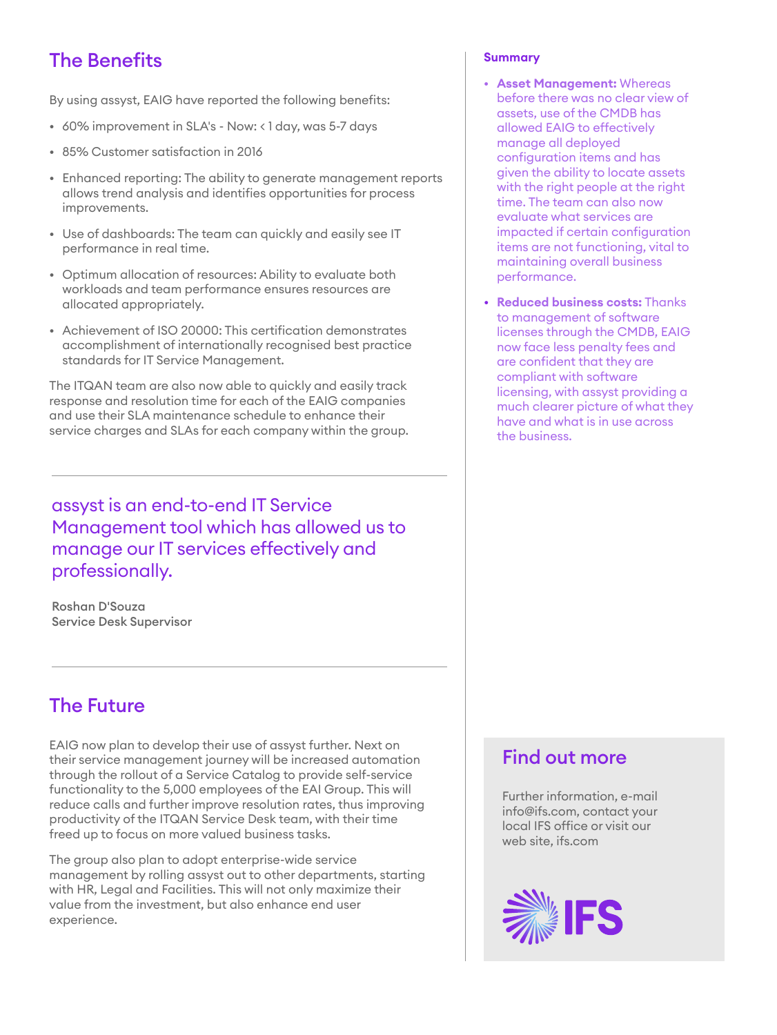## The Benefits

By using assyst, EAIG have reported the following benefits:

- 60% improvement in SLA's - Now: < 1 day, was 5-7 days
- 85% Customer satisfaction in 2016
- Enhanced reporting: The ability to generate management reports allows trend analysis and identifies opportunities for process improvements.
- Use of dashboards: The team can quickly and easily see IT performance in real time.
- Optimum allocation of resources: Ability to evaluate both workloads and team performance ensures resources are allocated appropriately.
- Achievement of ISO 20000: This certification demonstrates accomplishment of internationally recognised best practice standards for IT Service Management.

The ITQAN team are also now able to quickly and easily track response and resolution time for each of the EAIG companies and use their SLA maintenance schedule to enhance their service charges and SLAs for each company within the group.

---

> assyst is an end-to-end IT Service Management tool which has allowed us to manage our IT services effectively and professionally.

Roshan D'Souza
Service Desk Supervisor

---

## The Future

EAIG now plan to develop their use of assyst further. Next on their service management journey will be increased automation through the rollout of a Service Catalog to provide self-service functionality to the 5,000 employees of the EAI Group. This will reduce calls and further improve resolution rates, thus improving productivity of the ITQAN Service Desk team, with their time freed up to focus on more valued business tasks.

The group also plan to adopt enterprise-wide service management by rolling assyst out to other departments, starting with HR, Legal and Facilities. This will not only maximize their value from the investment, but also enhance end user experience.

**Summary**

- **Asset Management:** Whereas before there was no clear view of assets, use of the CMDB has allowed EAIG to effectively manage all deployed configuration items and has given the ability to locate assets with the right people at the right time. The team can also now evaluate what services are impacted if certain configuration items are not functioning, vital to maintaining overall business performance.
- **Reduced business costs:** Thanks to management of software licenses through the CMDB, EAIG now face less penalty fees and are confident that they are compliant with software licensing, with assyst providing a much clearer picture of what they have and what is in use across the business.

## Find out more

Further information, e-mail info@ifs.com, contact your local IFS office or visit our web site, ifs.com

IFS